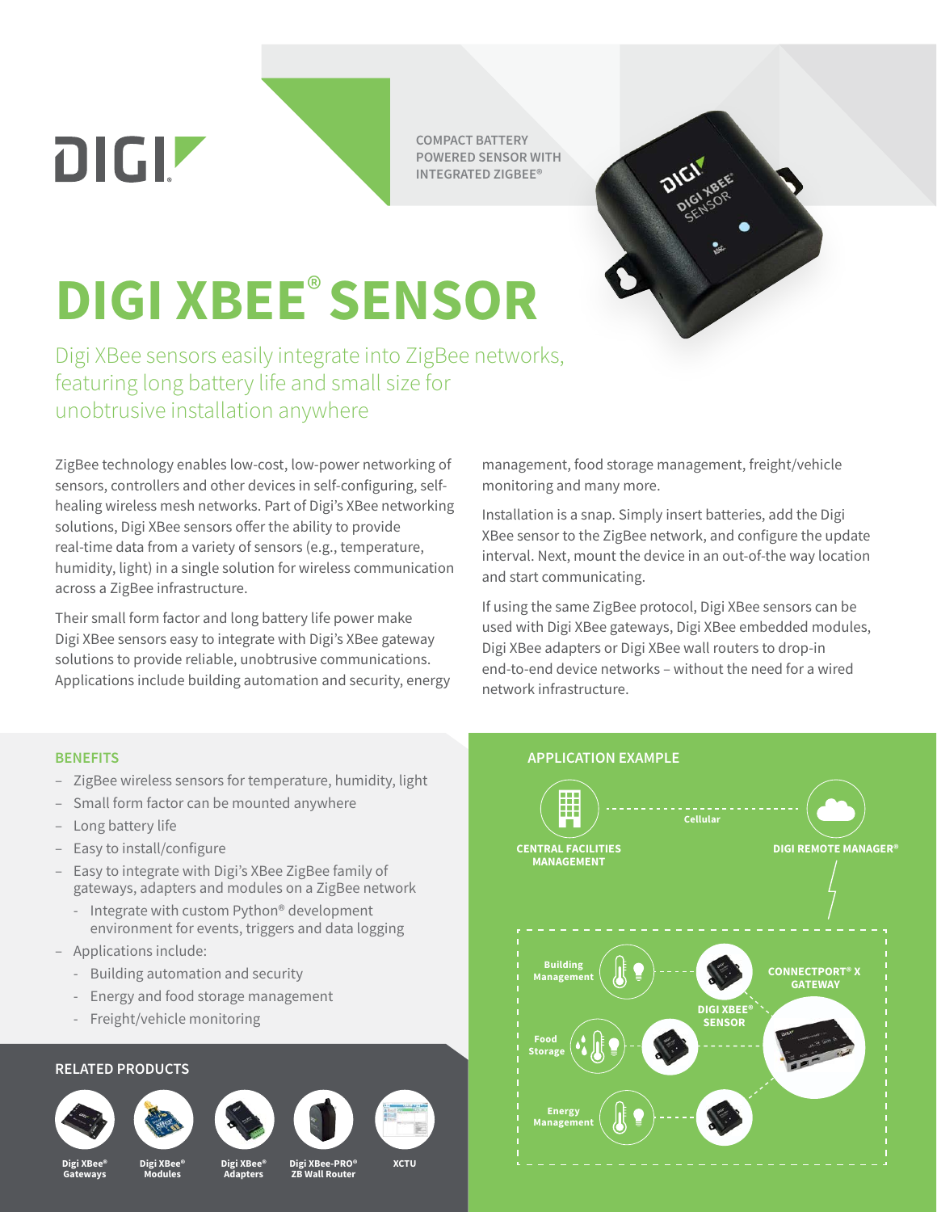DIGI

COMPACT BATTERY POWERED SENSOR WITH INTEGRATED ZIGBEE®

# DIGI XBEE® SENSOR

## Digi XBee sensors easily integrate into ZigBee networks, featuring long battery life and small size for unobtrusive installation anywhere

ZigBee technology enables low-cost, low-power networking of sensors, controllers and other devices in self-configuring, self-healing wireless mesh networks. Part of Digi's XBee networking solutions, Digi XBee sensors offer the ability to provide real-time data from a variety of sensors (e.g., temperature, humidity, light) in a single solution for wireless communication across a ZigBee infrastructure.

Their small form factor and long battery life power make Digi XBee sensors easy to integrate with Digi's XBee gateway solutions to provide reliable, unobtrusive communications. Applications include building automation and security, energy management, food storage management, freight/vehicle monitoring and many more.

Installation is a snap. Simply insert batteries, add the Digi XBee sensor to the ZigBee network, and configure the update interval. Next, mount the device in an out-of-the way location and start communicating.

If using the same ZigBee protocol, Digi XBee sensors can be used with Digi XBee gateways, Digi XBee embedded modules, Digi XBee adapters or Digi XBee wall routers to drop-in end-to-end device networks – without the need for a wired network infrastructure.

### BENEFITS

- ZigBee wireless sensors for temperature, humidity, light
- Small form factor can be mounted anywhere
- Long battery life
- Easy to install/configure
- Easy to integrate with Digi's XBee ZigBee family of gateways, adapters and modules on a ZigBee network
  - Integrate with custom Python® development environment for events, triggers and data logging
- Applications include:
  - Building automation and security
  - Energy and food storage management
  - Freight/vehicle monitoring

### RELATED PRODUCTS

Digi XBee® Gateways | Digi XBee® Modules | Digi XBee® Adapters | Digi XBee-PRO® ZB Wall Router | XCTU

### APPLICATION EXAMPLE

CENTRAL FACILITIES MANAGEMENT — Cellular — DIGI REMOTE MANAGER®

Building Management | Food Storage | Energy Management — DIGI XBEE® SENSOR — CONNECTPORT® X GATEWAY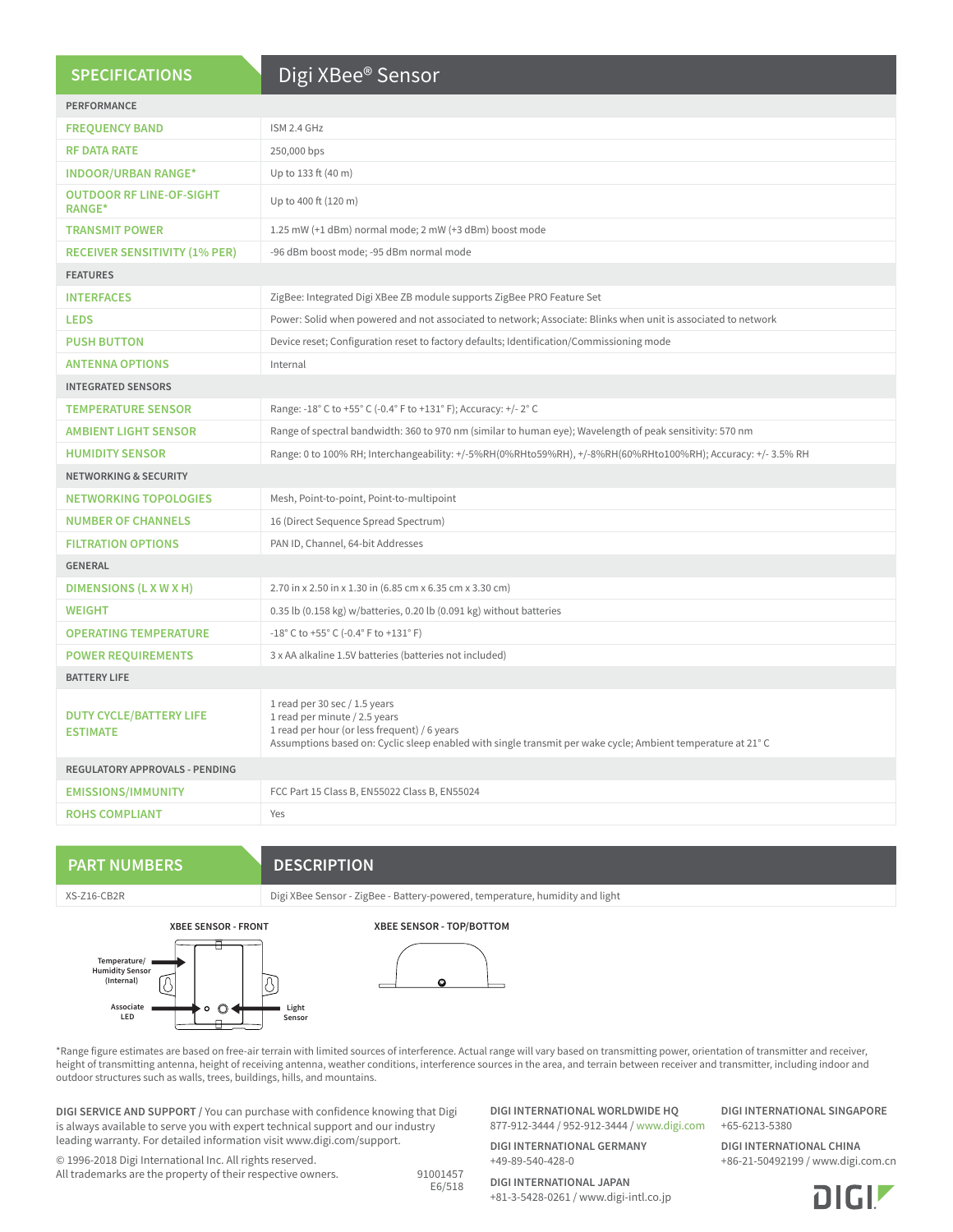## SPECIFICATIONS — Digi XBee® Sensor

| | |
|---|---|
| **PERFORMANCE** | |
| FREQUENCY BAND | ISM 2.4 GHz |
| RF DATA RATE | 250,000 bps |
| INDOOR/URBAN RANGE* | Up to 133 ft (40 m) |
| OUTDOOR RF LINE-OF-SIGHT RANGE* | Up to 400 ft (120 m) |
| TRANSMIT POWER | 1.25 mW (+1 dBm) normal mode; 2 mW (+3 dBm) boost mode |
| RECEIVER SENSITIVITY (1% PER) | -96 dBm boost mode; -95 dBm normal mode |
| **FEATURES** | |
| INTERFACES | ZigBee: Integrated Digi XBee ZB module supports ZigBee PRO Feature Set |
| LEDS | Power: Solid when powered and not associated to network; Associate: Blinks when unit is associated to network |
| PUSH BUTTON | Device reset; Configuration reset to factory defaults; Identification/Commissioning mode |
| ANTENNA OPTIONS | Internal |
| **INTEGRATED SENSORS** | |
| TEMPERATURE SENSOR | Range: -18° C to +55° C (-0.4° F to +131° F); Accuracy: +/- 2° C |
| AMBIENT LIGHT SENSOR | Range of spectral bandwidth: 360 to 970 nm (similar to human eye); Wavelength of peak sensitivity: 570 nm |
| HUMIDITY SENSOR | Range: 0 to 100% RH; Interchangeability: +/-5%RH(0%RHto59%RH), +/-8%RH(60%RHto100%RH); Accuracy: +/- 3.5% RH |
| **NETWORKING & SECURITY** | |
| NETWORKING TOPOLOGIES | Mesh, Point-to-point, Point-to-multipoint |
| NUMBER OF CHANNELS | 16 (Direct Sequence Spread Spectrum) |
| FILTRATION OPTIONS | PAN ID, Channel, 64-bit Addresses |
| **GENERAL** | |
| DIMENSIONS (L X W X H) | 2.70 in x 2.50 in x 1.30 in (6.85 cm x 6.35 cm x 3.30 cm) |
| WEIGHT | 0.35 lb (0.158 kg) w/batteries, 0.20 lb (0.091 kg) without batteries |
| OPERATING TEMPERATURE | -18° C to +55° C (-0.4° F to +131° F) |
| POWER REQUIREMENTS | 3 x AA alkaline 1.5V batteries (batteries not included) |
| **BATTERY LIFE** | |
| DUTY CYCLE/BATTERY LIFE ESTIMATE | 1 read per 30 sec / 1.5 years<br>1 read per minute / 2.5 years<br>1 read per hour (or less frequent) / 6 years<br>Assumptions based on: Cyclic sleep enabled with single transmit per wake cycle; Ambient temperature at 21° C |
| **REGULATORY APPROVALS - PENDING** | |
| EMISSIONS/IMMUNITY | FCC Part 15 Class B, EN55022 Class B, EN55024 |
| ROHS COMPLIANT | Yes |

| PART NUMBERS | DESCRIPTION |
|---|---|
| XS-Z16-CB2R | Digi XBee Sensor - ZigBee - Battery-powered, temperature, humidity and light |

XBEE SENSOR - FRONT

Temperature/ Humidity Sensor (Internal)

Associate LED

Light Sensor

XBEE SENSOR - TOP/BOTTOM

*Range figure estimates are based on free-air terrain with limited sources of interference. Actual range will vary based on transmitting power, orientation of transmitter and receiver, height of transmitting antenna, height of receiving antenna, weather conditions, interference sources in the area, and terrain between receiver and transmitter, including indoor and outdoor structures such as walls, trees, buildings, hills, and mountains.

**DIGI SERVICE AND SUPPORT /** You can purchase with confidence knowing that Digi is always available to serve you with expert technical support and our industry leading warranty. For detailed information visit www.digi.com/support.

© 1996-2018 Digi International Inc. All rights reserved.
All trademarks are the property of their respective owners.

91001457
E6/518

**DIGI INTERNATIONAL WORLDWIDE HQ**
877-912-3444 / 952-912-3444 / www.digi.com

**DIGI INTERNATIONAL GERMANY**
+49-89-540-428-0

**DIGI INTERNATIONAL JAPAN**
+81-3-5428-0261 / www.digi-intl.co.jp

**DIGI INTERNATIONAL SINGAPORE**
+65-6213-5380

**DIGI INTERNATIONAL CHINA**
+86-21-50492199 / www.digi.com.cn

DIGI